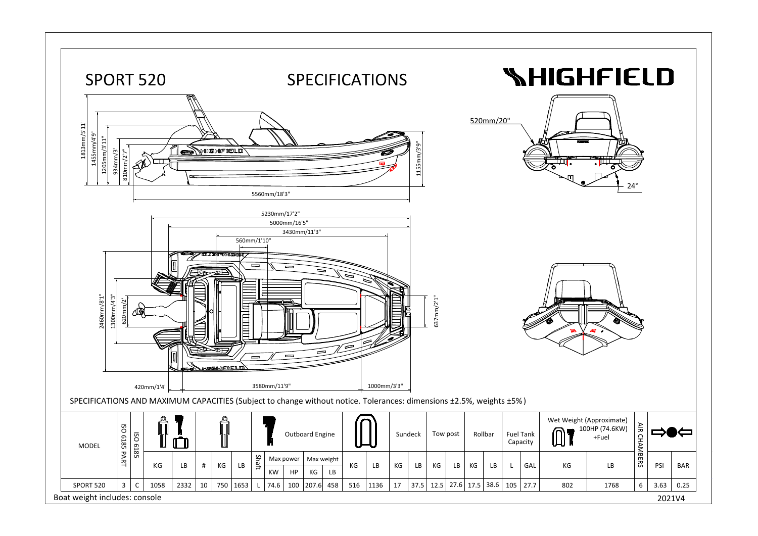# SPORT 520 SPECIFICATIONS

**HIGHFIELD**

1813mm/5'11"
1455mm/4'9"
1205mm/3'11"
934mm/3'
810mm/2'7"
1155mm/3'9"
5560mm/18'3"
520mm/20"
24°

5230mm/17'2"
5000mm/16'5"
3430mm/11'3"
560mm/1'10"
2460mm/8'1"
1300mm/4'3"
620mm/2'
637mm/2'1"
420mm/1'4"
3580mm/11'9"
1000mm/3'3"

SPECIFICATIONS AND MAXIMUM CAPACITIES (Subject to change without notice. Tolerances: dimensions ±2.5%, weights ±5%)

| MODEL | ISO 6185 PART | ISO 6185 | Persons + Load | | Persons | | | Outboard Engine | | | | | Boat | | Sundeck | | Tow post | | Rollbar | | Fuel Tank Capacity | | Wet Weight (Approximate) 100HP (74.6KW) +Fuel | | AIR CHAMBERS | Pressure | |
|---|---|---|---|---|---|---|---|---|---|---|---|---|---|---|---|---|---|---|---|---|---|---|---|---|---|---|---|
| | | | KG | LB | # | KG | LB | Shaft | Max power KW | Max power HP | Max weight KG | Max weight LB | KG | LB | KG | LB | KG | LB | KG | LB | L | GAL | KG | LB | | PSI | BAR |
| SPORT 520 | 3 | C | 1058 | 2332 | 10 | 750 | 1653 | L | 74.6 | 100 | 207.6 | 458 | 516 | 1136 | 17 | 37.5 | 12.5 | 27.6 | 17.5 | 38.6 | 105 | 27.7 | 802 | 1768 | 6 | 3.63 | 0.25 |

Boat weight includes: console

2021V4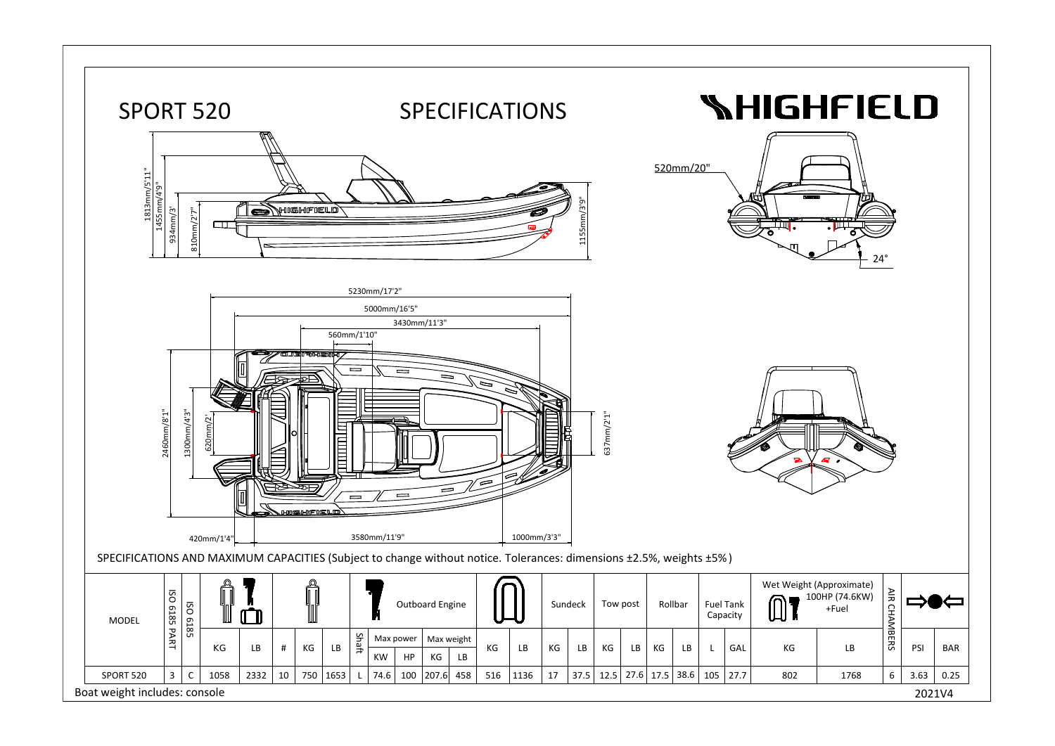# SPORT 520 SPECIFICATIONS

HIGHFIELD

1813mm/5'11"
1455mm/4'9"
934mm/3'
810mm/2'7"
1155mm/3'9"
520mm/20"
24°
5230mm/17'2"
5000mm/16'5"
3430mm/11'3"
560mm/1'10"
2460mm/8'1"
1300mm/4'3"
620mm/2'
637mm/2'1"
420mm/1'4"
3580mm/11'9"
1000mm/3'3"

SPECIFICATIONS AND MAXIMUM CAPACITIES (Subject to change without notice. Tolerances: dimensions ±2.5%, weights ±5%)

| MODEL | ISO 6185 PART | ISO 6185 | Persons + Load | | Persons | | | Outboard Engine | | | | | Boat weight | | Sundeck | | Tow post | | Rollbar | | Fuel Tank Capacity | | Wet Weight (Approximate) 100HP (74.6KW) +Fuel | | AIR CHAMBERS | Pressure | |
|---|---|---|---|---|---|---|---|---|---|---|---|---|---|---|---|---|---|---|---|---|---|---|---|---|---|---|---|
| | | | KG | LB | # | KG | LB | Shaft | Max power KW | Max power HP | Max weight KG | Max weight LB | KG | LB | KG | LB | KG | LB | KG | LB | L | GAL | KG | LB | | PSI | BAR |
| SPORT 520 | 3 | C | 1058 | 2332 | 10 | 750 | 1653 | L | 74.6 | 100 | 207.6 | 458 | 516 | 1136 | 17 | 37.5 | 12.5 | 27.6 | 17.5 | 38.6 | 105 | 27.7 | 802 | 1768 | 6 | 3.63 | 0.25 |

Boat weight includes: console

2021V4